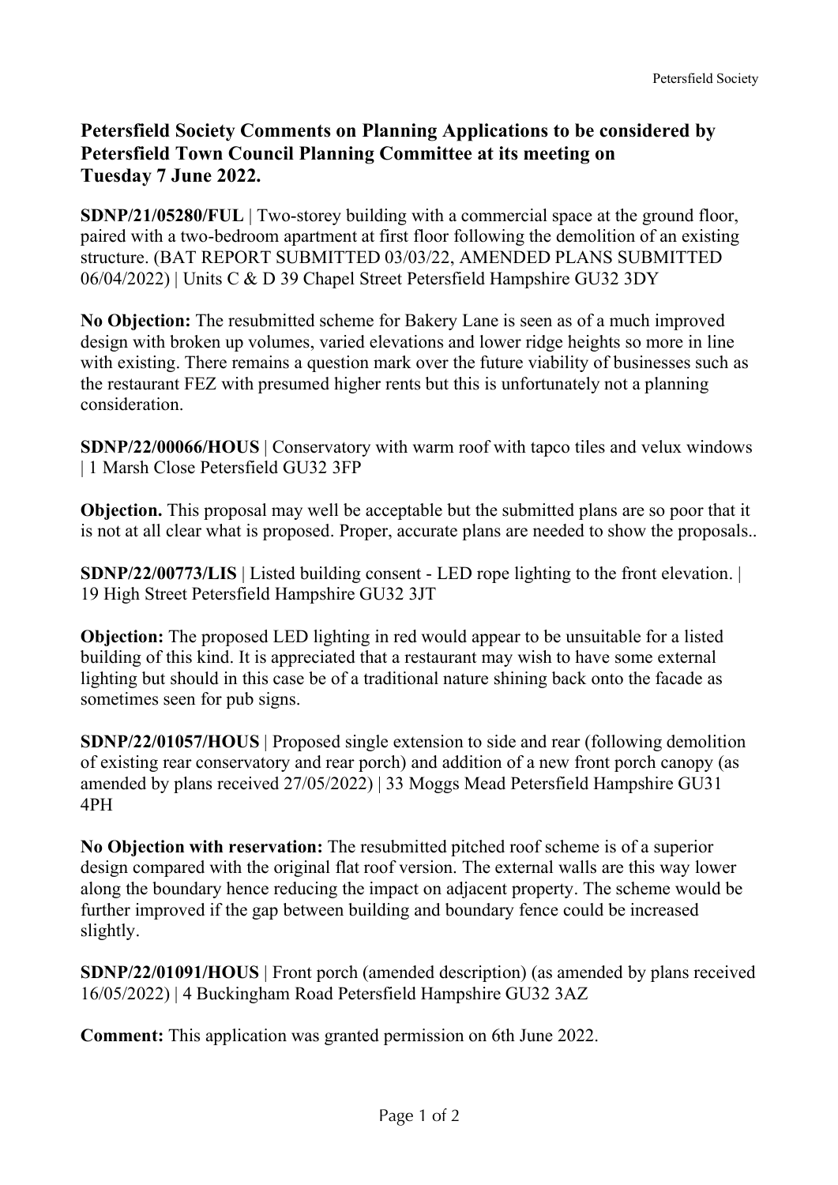# Petersfield Society Comments on Planning Applications to be considered by Petersfield Town Council Planning Committee at its meeting on Tuesday 7 June 2022.

**SDNP/21/05280/FUL** | Two-storey building with a commercial space at the ground floor, paired with a two-bedroom apartment at first floor following the demolition of an existing structure. (BAT REPORT SUBMITTED 03/03/22, AMENDED PLANS SUBMITTED 06/04/2022) | Units C & D 39 Chapel Street Petersfield Hampshire GU32 3DY

**No Objection:** The resubmitted scheme for Bakery Lane is seen as of a much improved design with broken up volumes, varied elevations and lower ridge heights so more in line with existing. There remains a question mark over the future viability of businesses such as the restaurant FEZ with presumed higher rents but this is unfortunately not a planning consideration.

**SDNP/22/00066/HOUS** | Conservatory with warm roof with tapco tiles and velux windows | 1 Marsh Close Petersfield GU32 3FP

**Objection.** This proposal may well be acceptable but the submitted plans are so poor that it is not at all clear what is proposed. Proper, accurate plans are needed to show the proposals..

**SDNP/22/00773/LIS** | Listed building consent - LED rope lighting to the front elevation. | 19 High Street Petersfield Hampshire GU32 3JT

**Objection:** The proposed LED lighting in red would appear to be unsuitable for a listed building of this kind. It is appreciated that a restaurant may wish to have some external lighting but should in this case be of a traditional nature shining back onto the facade as sometimes seen for pub signs.

**SDNP/22/01057/HOUS** | Proposed single extension to side and rear (following demolition of existing rear conservatory and rear porch) and addition of a new front porch canopy (as amended by plans received 27/05/2022) | 33 Moggs Mead Petersfield Hampshire GU31 4PH

**No Objection with reservation:** The resubmitted pitched roof scheme is of a superior design compared with the original flat roof version. The external walls are this way lower along the boundary hence reducing the impact on adjacent property. The scheme would be further improved if the gap between building and boundary fence could be increased slightly.

**SDNP/22/01091/HOUS** | Front porch (amended description) (as amended by plans received 16/05/2022) | 4 Buckingham Road Petersfield Hampshire GU32 3AZ

**Comment:** This application was granted permission on 6th June 2022.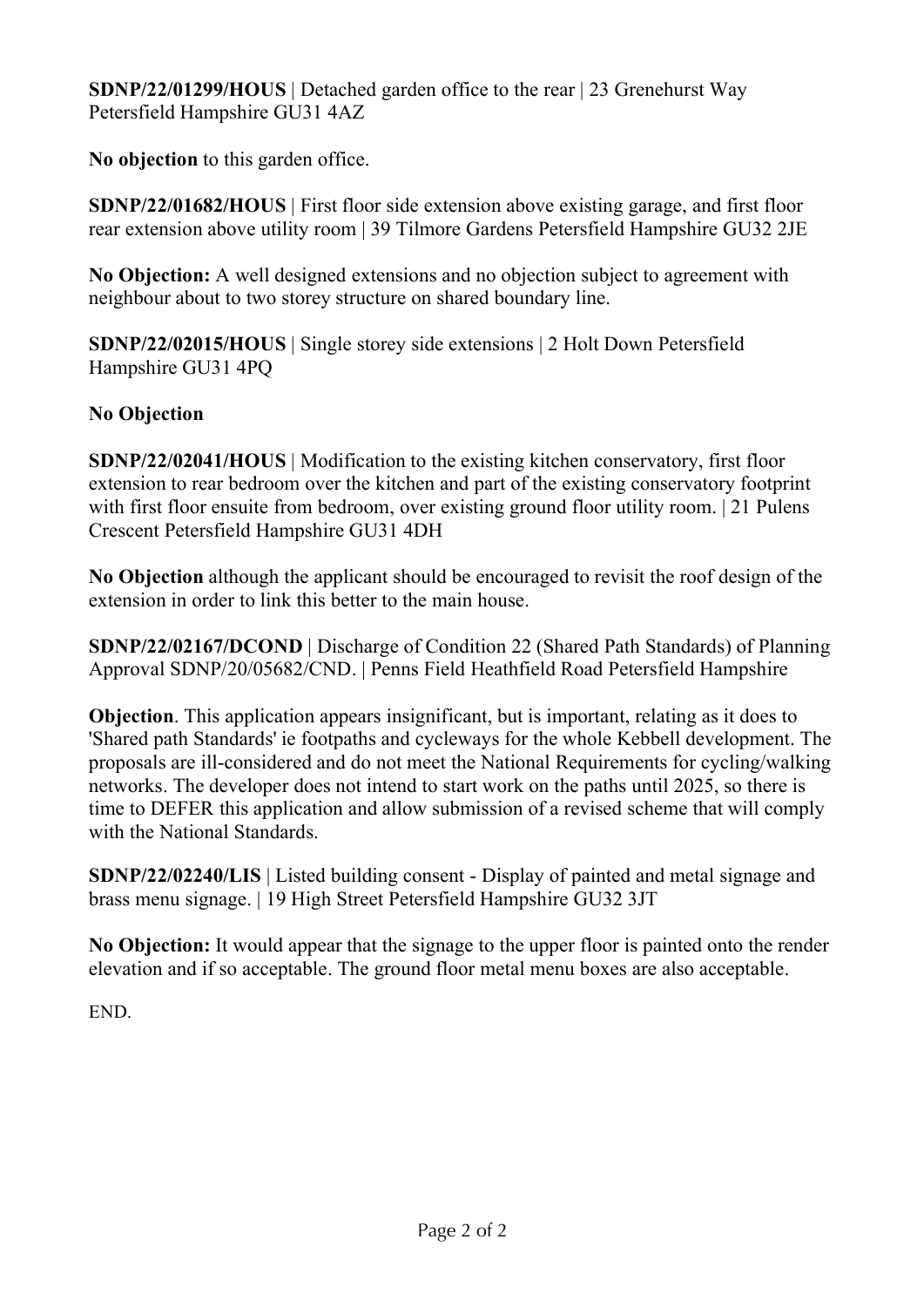**SDNP/22/01299/HOUS** | Detached garden office to the rear | 23 Grenehurst Way Petersfield Hampshire GU31 4AZ

**No objection** to this garden office.

**SDNP/22/01682/HOUS** | First floor side extension above existing garage, and first floor rear extension above utility room | 39 Tilmore Gardens Petersfield Hampshire GU32 2JE

**No Objection:** A well designed extensions and no objection subject to agreement with neighbour about to two storey structure on shared boundary line.

**SDNP/22/02015/HOUS** | Single storey side extensions | 2 Holt Down Petersfield Hampshire GU31 4PQ

**No Objection**

**SDNP/22/02041/HOUS** | Modification to the existing kitchen conservatory, first floor extension to rear bedroom over the kitchen and part of the existing conservatory footprint with first floor ensuite from bedroom, over existing ground floor utility room. | 21 Pulens Crescent Petersfield Hampshire GU31 4DH

**No Objection** although the applicant should be encouraged to revisit the roof design of the extension in order to link this better to the main house.

**SDNP/22/02167/DCOND** | Discharge of Condition 22 (Shared Path Standards) of Planning Approval SDNP/20/05682/CND. | Penns Field Heathfield Road Petersfield Hampshire

**Objection**. This application appears insignificant, but is important, relating as it does to 'Shared path Standards' ie footpaths and cycleways for the whole Kebbell development. The proposals are ill-considered and do not meet the National Requirements for cycling/walking networks. The developer does not intend to start work on the paths until 2025, so there is time to DEFER this application and allow submission of a revised scheme that will comply with the National Standards.

**SDNP/22/02240/LIS** | Listed building consent - Display of painted and metal signage and brass menu signage. | 19 High Street Petersfield Hampshire GU32 3JT

**No Objection:** It would appear that the signage to the upper floor is painted onto the render elevation and if so acceptable. The ground floor metal menu boxes are also acceptable.

END.